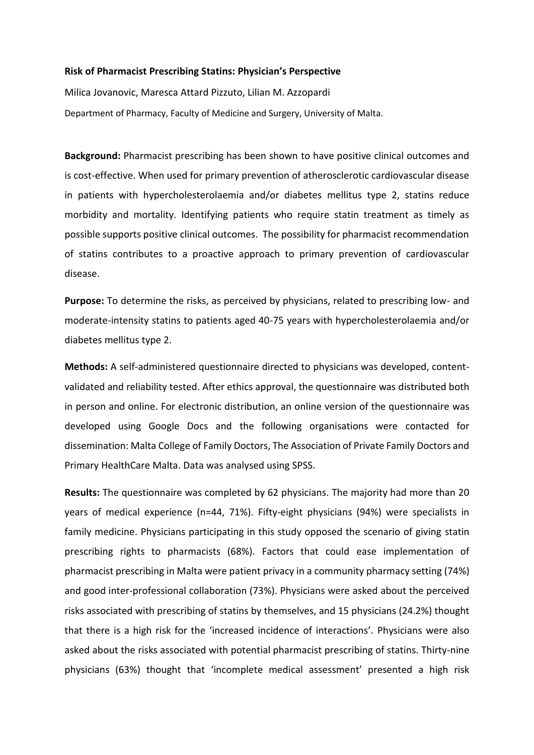**Risk of Pharmacist Prescribing Statins: Physician's Perspective**

Milica Jovanovic, Maresca Attard Pizzuto, Lilian M. Azzopardi

Department of Pharmacy, Faculty of Medicine and Surgery, University of Malta.

**Background:** Pharmacist prescribing has been shown to have positive clinical outcomes and is cost-effective. When used for primary prevention of atherosclerotic cardiovascular disease in patients with hypercholesterolaemia and/or diabetes mellitus type 2, statins reduce morbidity and mortality. Identifying patients who require statin treatment as timely as possible supports positive clinical outcomes. The possibility for pharmacist recommendation of statins contributes to a proactive approach to primary prevention of cardiovascular disease.

**Purpose:** To determine the risks, as perceived by physicians, related to prescribing low- and moderate-intensity statins to patients aged 40-75 years with hypercholesterolaemia and/or diabetes mellitus type 2.

**Methods:** A self-administered questionnaire directed to physicians was developed, content-validated and reliability tested. After ethics approval, the questionnaire was distributed both in person and online. For electronic distribution, an online version of the questionnaire was developed using Google Docs and the following organisations were contacted for dissemination: Malta College of Family Doctors, The Association of Private Family Doctors and Primary HealthCare Malta. Data was analysed using SPSS.

**Results:** The questionnaire was completed by 62 physicians. The majority had more than 20 years of medical experience (n=44, 71%). Fifty-eight physicians (94%) were specialists in family medicine. Physicians participating in this study opposed the scenario of giving statin prescribing rights to pharmacists (68%). Factors that could ease implementation of pharmacist prescribing in Malta were patient privacy in a community pharmacy setting (74%) and good inter-professional collaboration (73%). Physicians were asked about the perceived risks associated with prescribing of statins by themselves, and 15 physicians (24.2%) thought that there is a high risk for the 'increased incidence of interactions'. Physicians were also asked about the risks associated with potential pharmacist prescribing of statins. Thirty-nine physicians (63%) thought that 'incomplete medical assessment' presented a high risk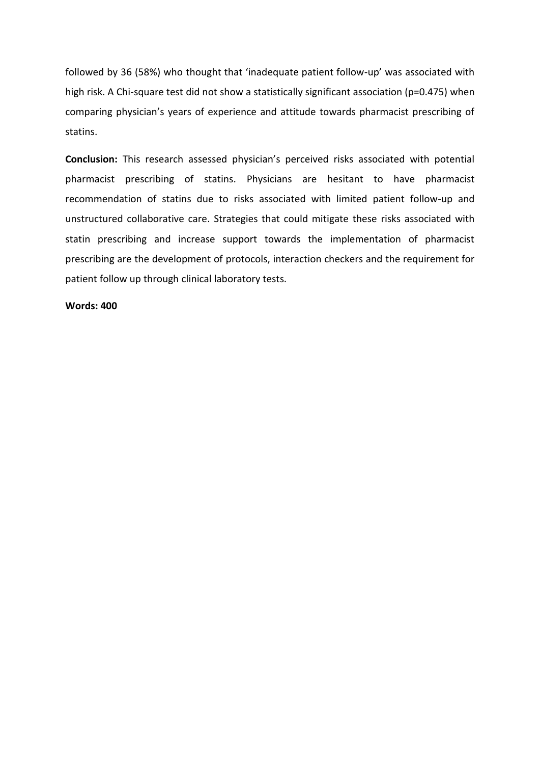followed by 36 (58%) who thought that 'inadequate patient follow-up' was associated with high risk. A Chi-square test did not show a statistically significant association ($p=0.475$) when comparing physician's years of experience and attitude towards pharmacist prescribing of statins.

**Conclusion:** This research assessed physician's perceived risks associated with potential pharmacist prescribing of statins. Physicians are hesitant to have pharmacist recommendation of statins due to risks associated with limited patient follow-up and unstructured collaborative care. Strategies that could mitigate these risks associated with statin prescribing and increase support towards the implementation of pharmacist prescribing are the development of protocols, interaction checkers and the requirement for patient follow up through clinical laboratory tests.

**Words: 400**